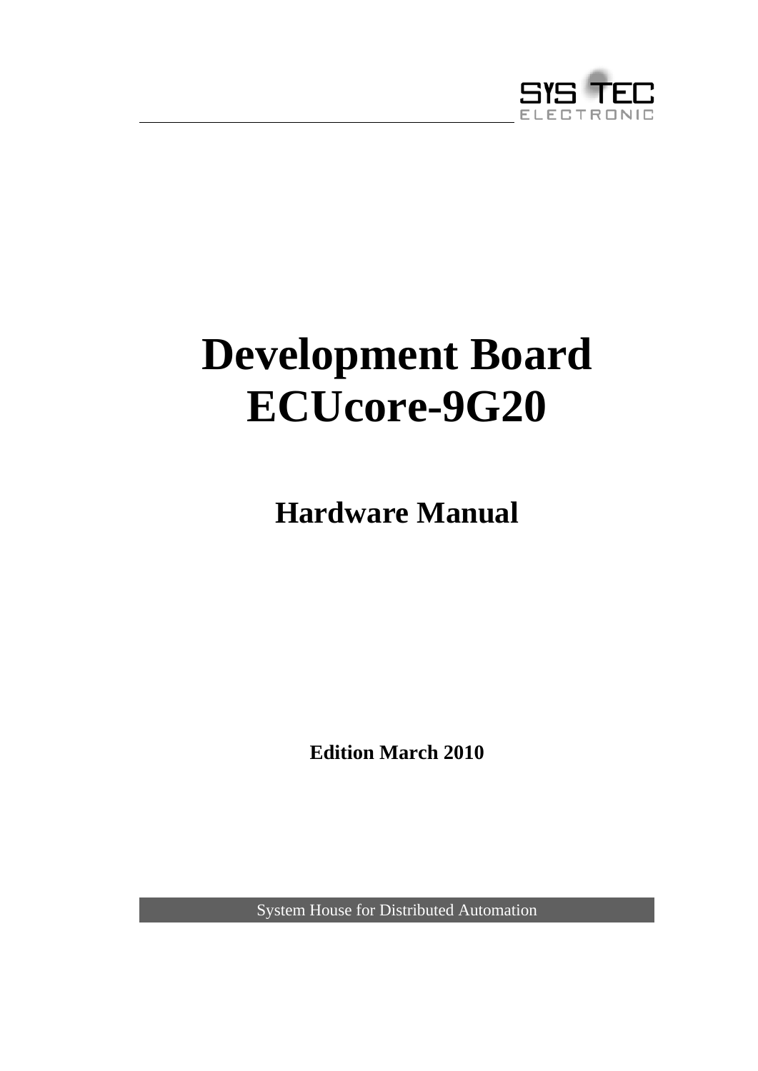SYS TEC ELECTRONIC

# Development Board ECUcore-9G20

## Hardware Manual

**Edition March 2010**

System House for Distributed Automation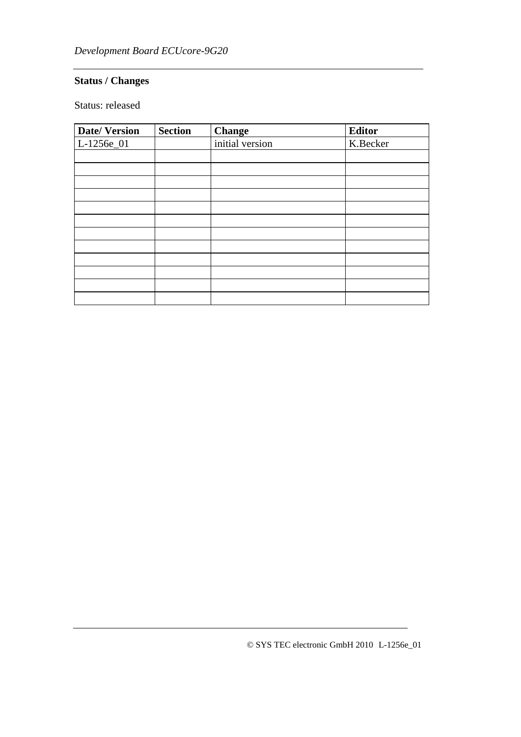**Status / Changes**

Status: released

| Date/ Version | Section | Change | Editor |
|---|---|---|---|
| L-1256e_01 | | initial version | K.Becker |
| | | | |
| | | | |
| | | | |
| | | | |
| | | | |
| | | | |
| | | | |
| | | | |
| | | | |
| | | | |
| | | | |
| | | | |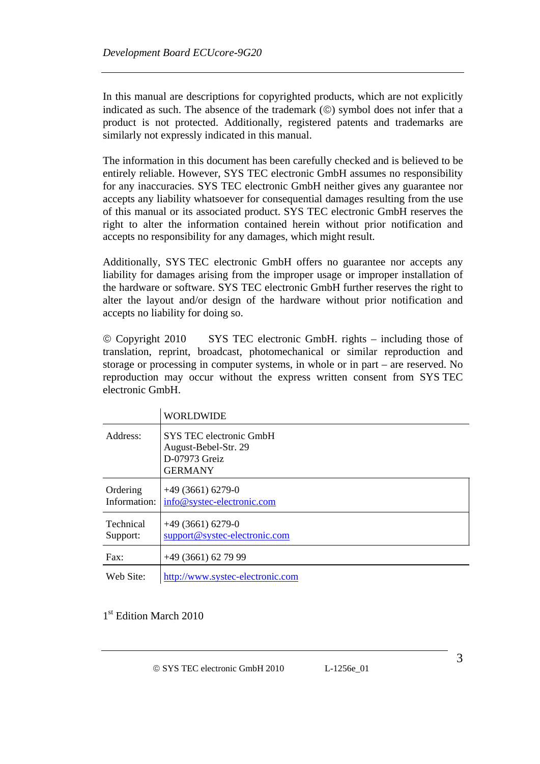In this manual are descriptions for copyrighted products, which are not explicitly indicated as such. The absence of the trademark (©) symbol does not infer that a product is not protected. Additionally, registered patents and trademarks are similarly not expressly indicated in this manual.

The information in this document has been carefully checked and is believed to be entirely reliable. However, SYS TEC electronic GmbH assumes no responsibility for any inaccuracies. SYS TEC electronic GmbH neither gives any guarantee nor accepts any liability whatsoever for consequential damages resulting from the use of this manual or its associated product. SYS TEC electronic GmbH reserves the right to alter the information contained herein without prior notification and accepts no responsibility for any damages, which might result.

Additionally, SYS TEC electronic GmbH offers no guarantee nor accepts any liability for damages arising from the improper usage or improper installation of the hardware or software. SYS TEC electronic GmbH further reserves the right to alter the layout and/or design of the hardware without prior notification and accepts no liability for doing so.

© Copyright 2010 SYS TEC electronic GmbH. rights – including those of translation, reprint, broadcast, photomechanical or similar reproduction and storage or processing in computer systems, in whole or in part – are reserved. No reproduction may occur without the express written consent from SYS TEC electronic GmbH.

| | WORLDWIDE |
|---|---|
| Address: | SYS TEC electronic GmbH<br>August-Bebel-Str. 29<br>D-07973 Greiz<br>GERMANY |
| Ordering Information: | +49 (3661) 6279-0<br>info@systec-electronic.com |
| Technical Support: | +49 (3661) 6279-0<br>support@systec-electronic.com |
| Fax: | +49 (3661) 62 79 99 |
| Web Site: | http://www.systec-electronic.com |

1st Edition March 2010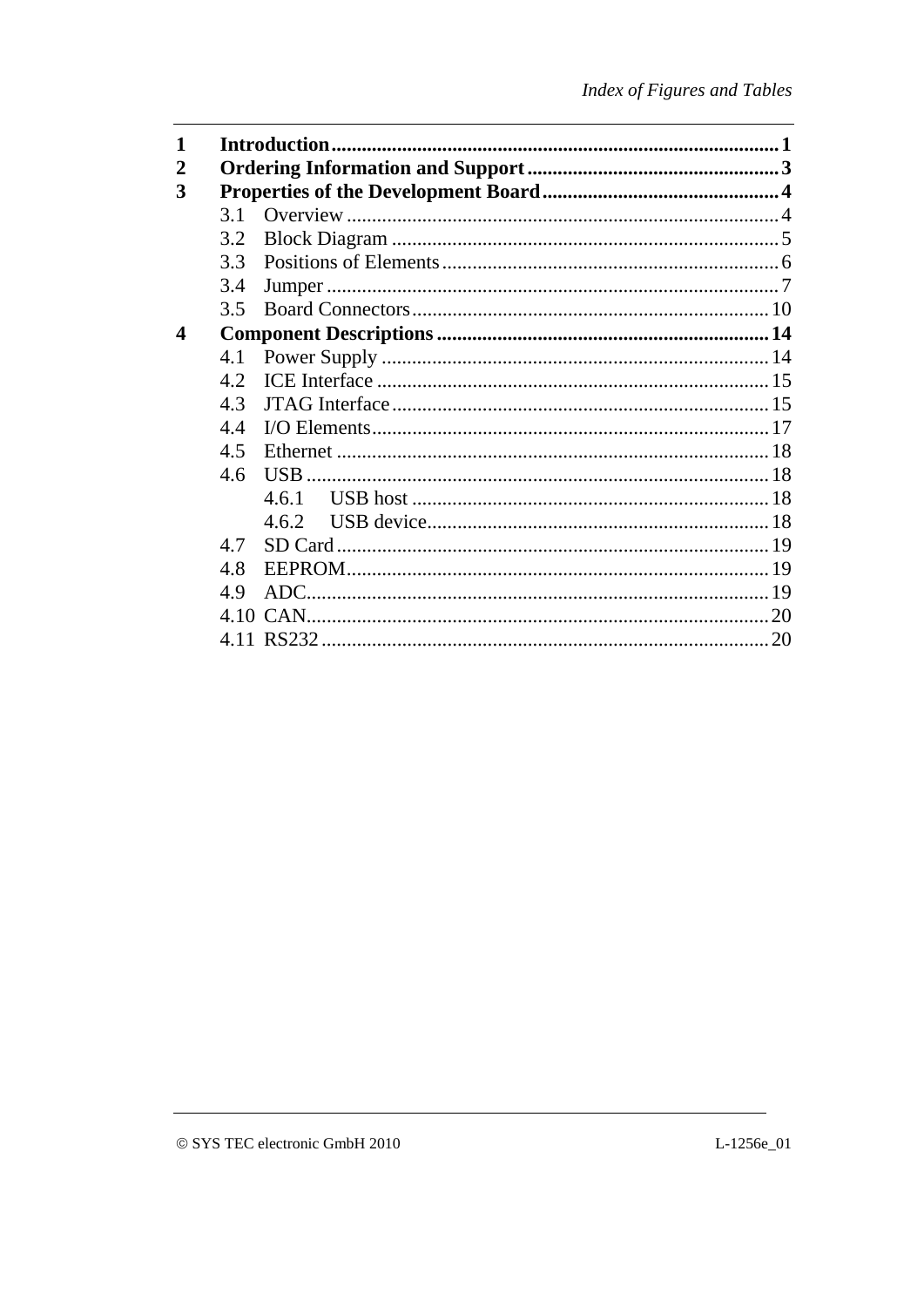| | | |
|---|---|---|
| **1** | **Introduction** | **1** |
| **2** | **Ordering Information and Support** | **3** |
| **3** | **Properties of the Development Board** | **4** |
| | 3.1 Overview | 4 |
| | 3.2 Block Diagram | 5 |
| | 3.3 Positions of Elements | 6 |
| | 3.4 Jumper | 7 |
| | 3.5 Board Connectors | 10 |
| **4** | **Component Descriptions** | **14** |
| | 4.1 Power Supply | 14 |
| | 4.2 ICE Interface | 15 |
| | 4.3 JTAG Interface | 15 |
| | 4.4 I/O Elements | 17 |
| | 4.5 Ethernet | 18 |
| | 4.6 USB | 18 |
| | 4.6.1 USB host | 18 |
| | 4.6.2 USB device | 18 |
| | 4.7 SD Card | 19 |
| | 4.8 EEPROM | 19 |
| | 4.9 ADC | 19 |
| | 4.10 CAN | 20 |
| | 4.11 RS232 | 20 |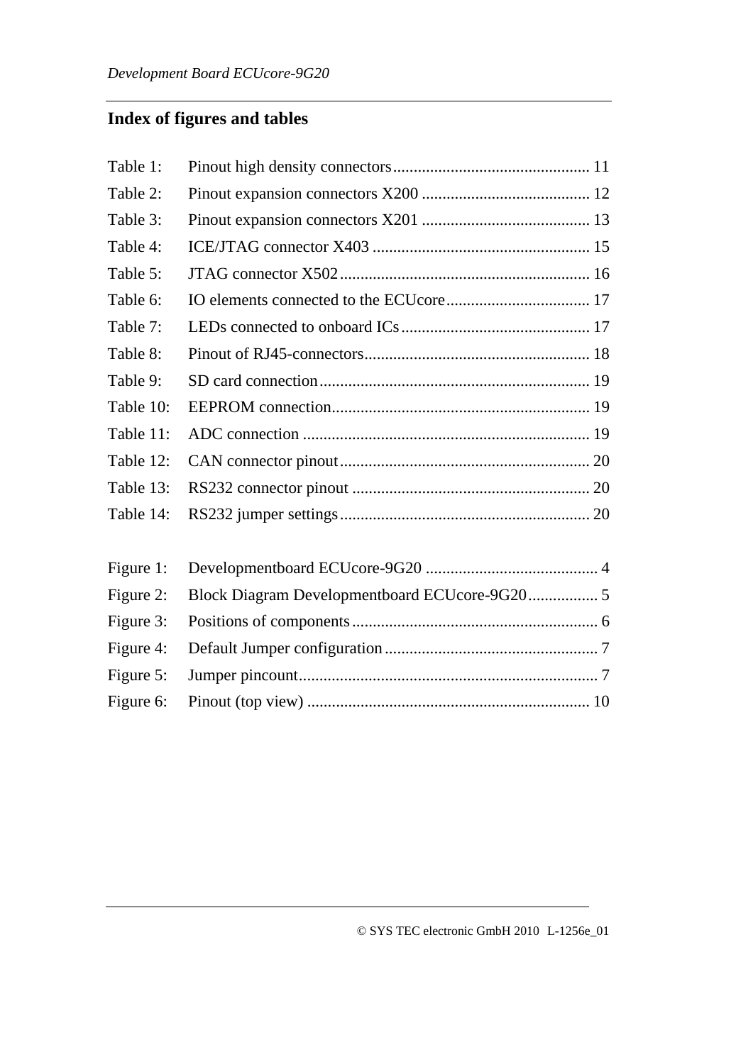## Index of figures and tables

Table 1: Pinout high density connectors ................................................ 11
Table 2: Pinout expansion connectors X200 ......................................... 12
Table 3: Pinout expansion connectors X201 ......................................... 13
Table 4: ICE/JTAG connector X403 ..................................................... 15
Table 5: JTAG connector X502 ............................................................. 16
Table 6: IO elements connected to the ECUcore ................................... 17
Table 7: LEDs connected to onboard ICs ............................................. 17
Table 8: Pinout of RJ45-connectors ....................................................... 18
Table 9: SD card connection .................................................................. 19
Table 10: EEPROM connection .............................................................. 19
Table 11: ADC connection ..................................................................... 19
Table 12: CAN connector pinout ............................................................ 20
Table 13: RS232 connector pinout ......................................................... 20
Table 14: RS232 jumper settings ............................................................ 20

Figure 1: Developmentboard ECUcore-9G20 .......................................... 4
Figure 2: Block Diagram Developmentboard ECUcore-9G20 ................. 5
Figure 3: Positions of components ........................................................... 6
Figure 4: Default Jumper configuration .................................................... 7
Figure 5: Jumper pincount ........................................................................ 7
Figure 6: Pinout (top view) ..................................................................... 10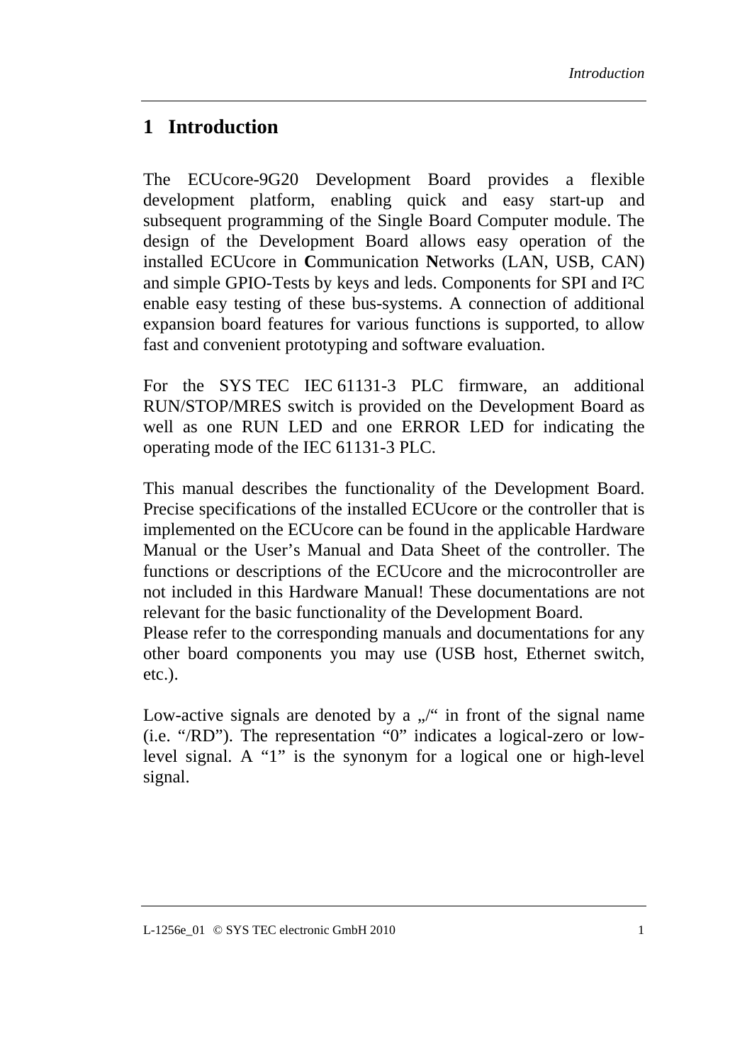# 1 Introduction

The ECUcore-9G20 Development Board provides a flexible development platform, enabling quick and easy start-up and subsequent programming of the Single Board Computer module. The design of the Development Board allows easy operation of the installed ECUcore in **C**ommunication **N**etworks (LAN, USB, CAN) and simple GPIO-Tests by keys and leds. Components for SPI and I²C enable easy testing of these bus-systems. A connection of additional expansion board features for various functions is supported, to allow fast and convenient prototyping and software evaluation.

For the SYS TEC IEC 61131-3 PLC firmware, an additional RUN/STOP/MRES switch is provided on the Development Board as well as one RUN LED and one ERROR LED for indicating the operating mode of the IEC 61131-3 PLC.

This manual describes the functionality of the Development Board. Precise specifications of the installed ECUcore or the controller that is implemented on the ECUcore can be found in the applicable Hardware Manual or the User's Manual and Data Sheet of the controller. The functions or descriptions of the ECUcore and the microcontroller are not included in this Hardware Manual! These documentations are not relevant for the basic functionality of the Development Board.
Please refer to the corresponding manuals and documentations for any other board components you may use (USB host, Ethernet switch, etc.).

Low-active signals are denoted by a „/“ in front of the signal name (i.e. “/RD”). The representation “0” indicates a logical-zero or low-level signal. A “1” is the synonym for a logical one or high-level signal.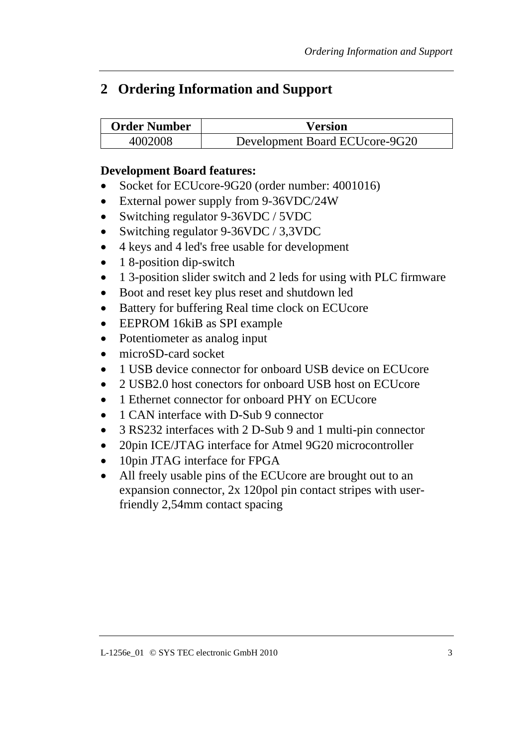## 2 Ordering Information and Support

| Order Number | Version |
|---|---|
| 4002008 | Development Board ECUcore-9G20 |

**Development Board features:**

- Socket for ECUcore-9G20 (order number: 4001016)
- External power supply from 9-36VDC/24W
- Switching regulator 9-36VDC / 5VDC
- Switching regulator 9-36VDC / 3,3VDC
- 4 keys and 4 led's free usable for development
- 1 8-position dip-switch
- 1 3-position slider switch and 2 leds for using with PLC firmware
- Boot and reset key plus reset and shutdown led
- Battery for buffering Real time clock on ECUcore
- EEPROM 16kiB as SPI example
- Potentiometer as analog input
- microSD-card socket
- 1 USB device connector for onboard USB device on ECUcore
- 2 USB2.0 host conectors for onboard USB host on ECUcore
- 1 Ethernet connector for onboard PHY on ECUcore
- 1 CAN interface with D-Sub 9 connector
- 3 RS232 interfaces with 2 D-Sub 9 and 1 multi-pin connector
- 20pin ICE/JTAG interface for Atmel 9G20 microcontroller
- 10pin JTAG interface for FPGA
- All freely usable pins of the ECUcore are brought out to an expansion connector, 2x 120pol pin contact stripes with user-friendly 2,54mm contact spacing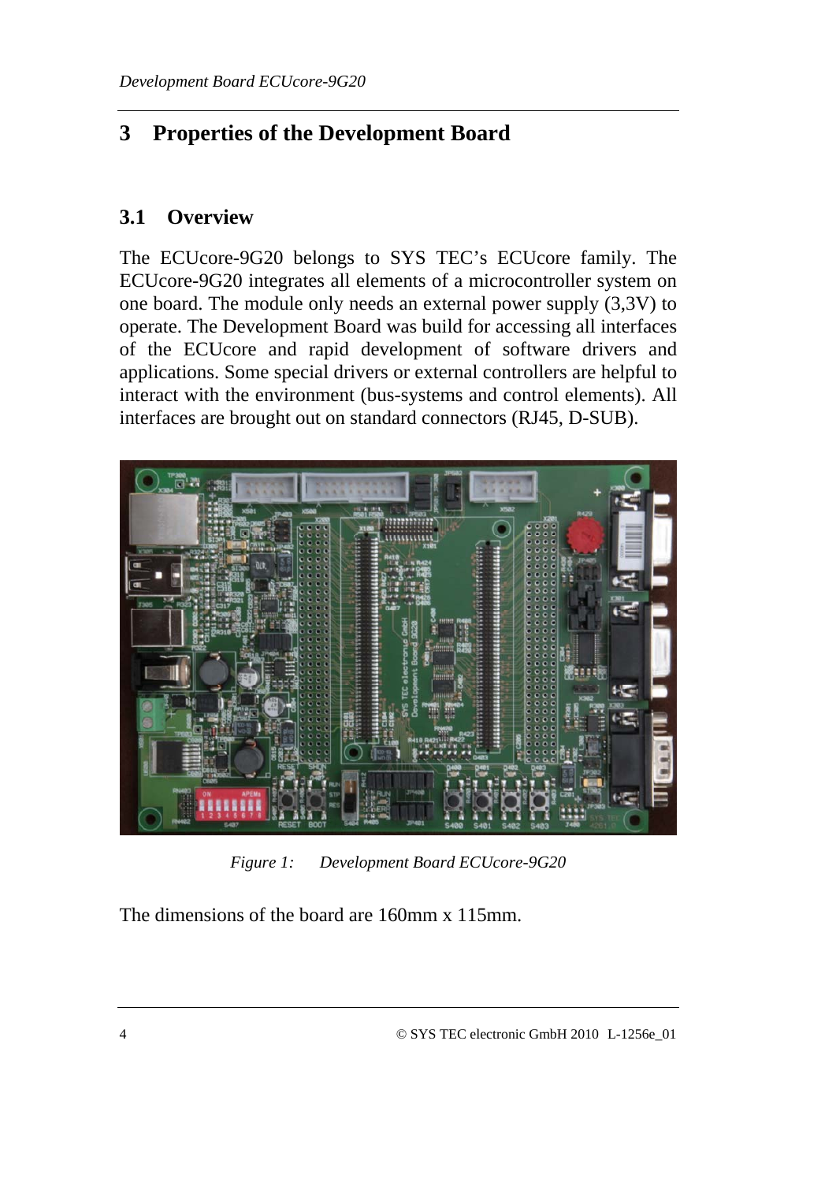# 3 Properties of the Development Board

## 3.1 Overview

The ECUcore-9G20 belongs to SYS TEC's ECUcore family. The ECUcore-9G20 integrates all elements of a microcontroller system on one board. The module only needs an external power supply (3,3V) to operate. The Development Board was build for accessing all interfaces of the ECUcore and rapid development of software drivers and applications. Some special drivers or external controllers are helpful to interact with the environment (bus-systems and control elements). All interfaces are brought out on standard connectors (RJ45, D-SUB).

*Figure 1: Development Board ECUcore-9G20*

The dimensions of the board are 160mm x 115mm.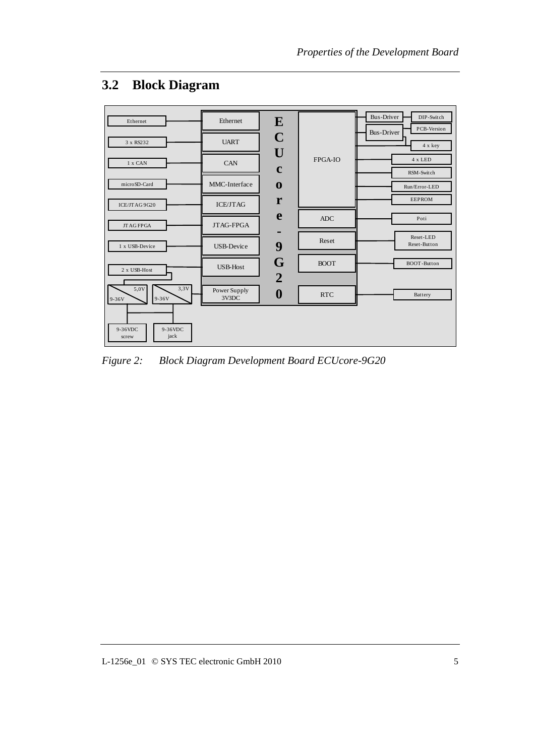## 3.2 Block Diagram

*Figure 2: Block Diagram Development Board ECUcore-9G20*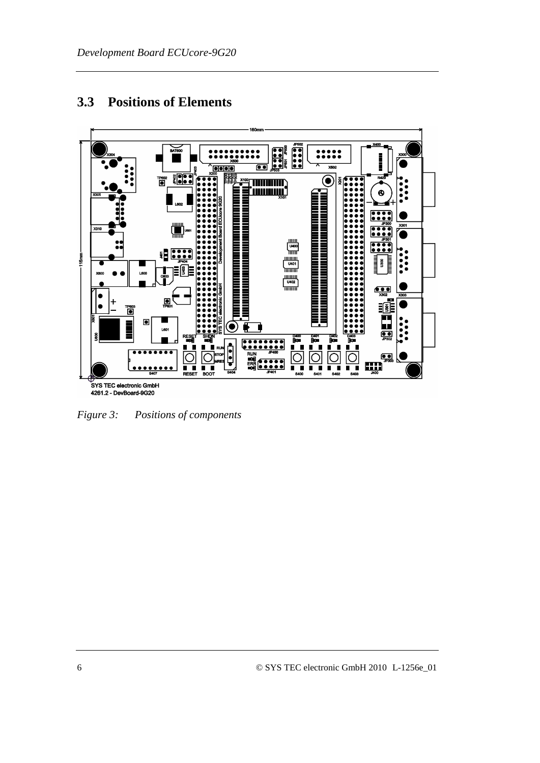## 3.3 Positions of Elements

*Figure 3: Positions of components*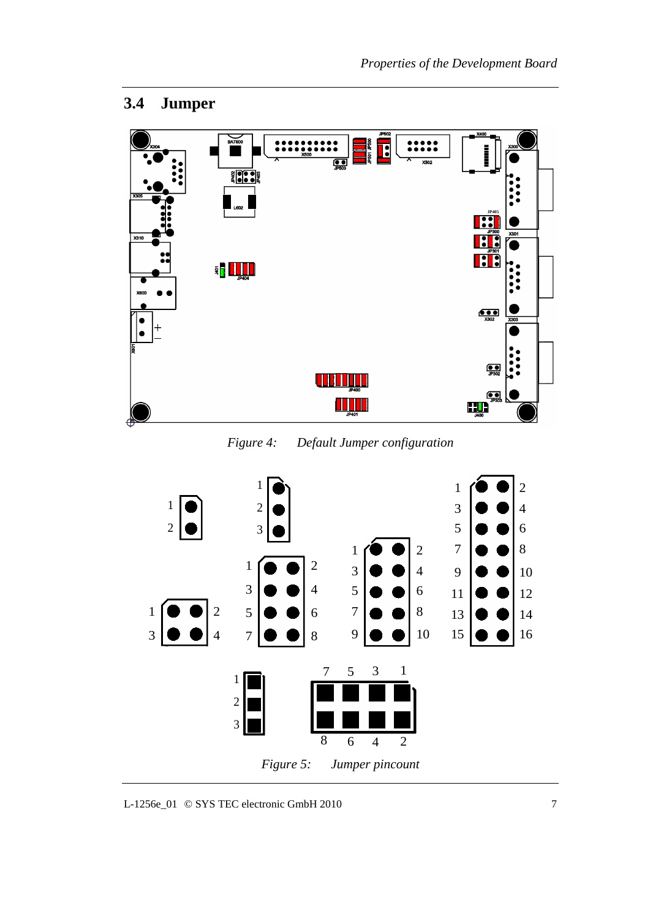## 3.4 Jumper

*Figure 4: Default Jumper configuration*

*Figure 5: Jumper pincount*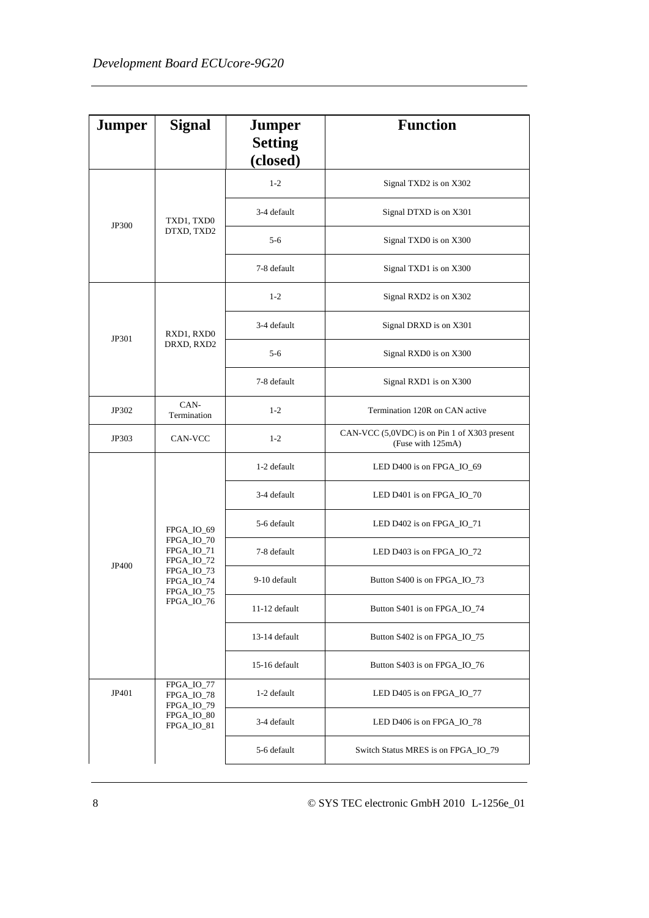| Jumper | Signal | Jumper Setting (closed) | Function |
|---|---|---|---|
| JP300 | TXD1, TXD0 DTXD, TXD2 | 1-2 | Signal TXD2 is on X302 |
| | | 3-4 default | Signal DTXD is on X301 |
| | | 5-6 | Signal TXD0 is on X300 |
| | | 7-8 default | Signal TXD1 is on X300 |
| JP301 | RXD1, RXD0 DRXD, RXD2 | 1-2 | Signal RXD2 is on X302 |
| | | 3-4 default | Signal DRXD is on X301 |
| | | 5-6 | Signal RXD0 is on X300 |
| | | 7-8 default | Signal RXD1 is on X300 |
| JP302 | CAN-Termination | 1-2 | Termination 120R on CAN active |
| JP303 | CAN-VCC | 1-2 | CAN-VCC (5,0VDC) is on Pin 1 of X303 present (Fuse with 125mA) |
| JP400 | FPGA_IO_69 FPGA_IO_70 FPGA_IO_71 FPGA_IO_72 FPGA_IO_73 FPGA_IO_74 FPGA_IO_75 FPGA_IO_76 | 1-2 default | LED D400 is on FPGA_IO_69 |
| | | 3-4 default | LED D401 is on FPGA_IO_70 |
| | | 5-6 default | LED D402 is on FPGA_IO_71 |
| | | 7-8 default | LED D403 is on FPGA_IO_72 |
| | | 9-10 default | Button S400 is on FPGA_IO_73 |
| | | 11-12 default | Button S401 is on FPGA_IO_74 |
| | | 13-14 default | Button S402 is on FPGA_IO_75 |
| | | 15-16 default | Button S403 is on FPGA_IO_76 |
| JP401 | FPGA_IO_77 FPGA_IO_78 FPGA_IO_79 FPGA_IO_80 FPGA_IO_81 | 1-2 default | LED D405 is on FPGA_IO_77 |
| | | 3-4 default | LED D406 is on FPGA_IO_78 |
| | | 5-6 default | Switch Status MRES is on FPGA_IO_79 |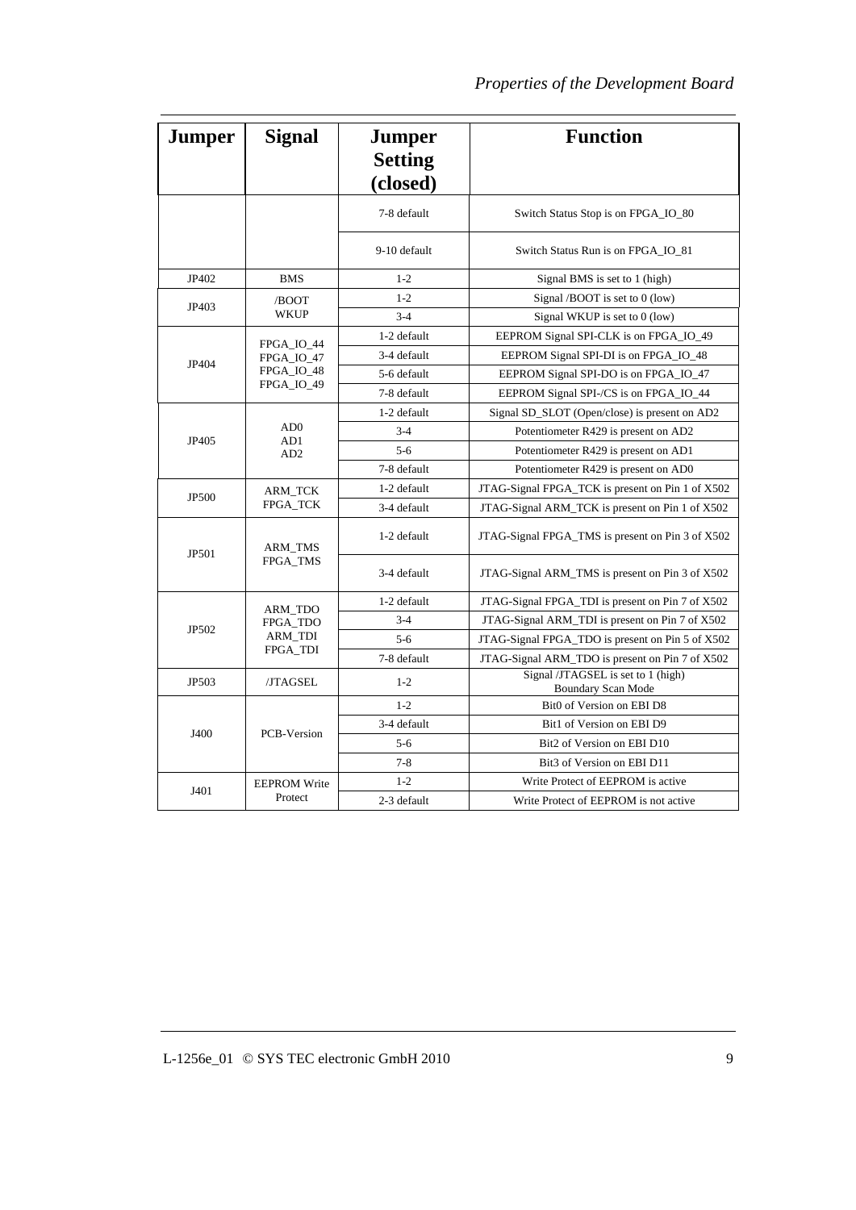| Jumper | Signal | Jumper Setting (closed) | Function |
|---|---|---|---|
| | | 7-8 default | Switch Status Stop is on FPGA_IO_80 |
| | | 9-10 default | Switch Status Run is on FPGA_IO_81 |
| JP402 | BMS | 1-2 | Signal BMS is set to 1 (high) |
| JP403 | /BOOT WKUP | 1-2 | Signal /BOOT is set to 0 (low) |
| | | 3-4 | Signal WKUP is set to 0 (low) |
| JP404 | FPGA_IO_44 FPGA_IO_47 FPGA_IO_48 FPGA_IO_49 | 1-2 default | EEPROM Signal SPI-CLK is on FPGA_IO_49 |
| | | 3-4 default | EEPROM Signal SPI-DI is on FPGA_IO_48 |
| | | 5-6 default | EEPROM Signal SPI-DO is on FPGA_IO_47 |
| | | 7-8 default | EEPROM Signal SPI-/CS is on FPGA_IO_44 |
| JP405 | AD0 AD1 AD2 | 1-2 default | Signal SD_SLOT (Open/close) is present on AD2 |
| | | 3-4 | Potentiometer R429 is present on AD2 |
| | | 5-6 | Potentiometer R429 is present on AD1 |
| | | 7-8 default | Potentiometer R429 is present on AD0 |
| JP500 | ARM_TCK FPGA_TCK | 1-2 default | JTAG-Signal FPGA_TCK is present on Pin 1 of X502 |
| | | 3-4 default | JTAG-Signal ARM_TCK is present on Pin 1 of X502 |
| JP501 | ARM_TMS FPGA_TMS | 1-2 default | JTAG-Signal FPGA_TMS is present on Pin 3 of X502 |
| | | 3-4 default | JTAG-Signal ARM_TMS is present on Pin 3 of X502 |
| JP502 | ARM_TDO FPGA_TDO ARM_TDI FPGA_TDI | 1-2 default | JTAG-Signal FPGA_TDI is present on Pin 7 of X502 |
| | | 3-4 | JTAG-Signal ARM_TDI is present on Pin 7 of X502 |
| | | 5-6 | JTAG-Signal FPGA_TDO is present on Pin 5 of X502 |
| | | 7-8 default | JTAG-Signal ARM_TDO is present on Pin 7 of X502 |
| JP503 | /JTAGSEL | 1-2 | Signal /JTAGSEL is set to 1 (high) Boundary Scan Mode |
| J400 | PCB-Version | 1-2 | Bit0 of Version on EBI D8 |
| | | 3-4 default | Bit1 of Version on EBI D9 |
| | | 5-6 | Bit2 of Version on EBI D10 |
| | | 7-8 | Bit3 of Version on EBI D11 |
| J401 | EEPROM Write Protect | 1-2 | Write Protect of EEPROM is active |
| | | 2-3 default | Write Protect of EEPROM is not active |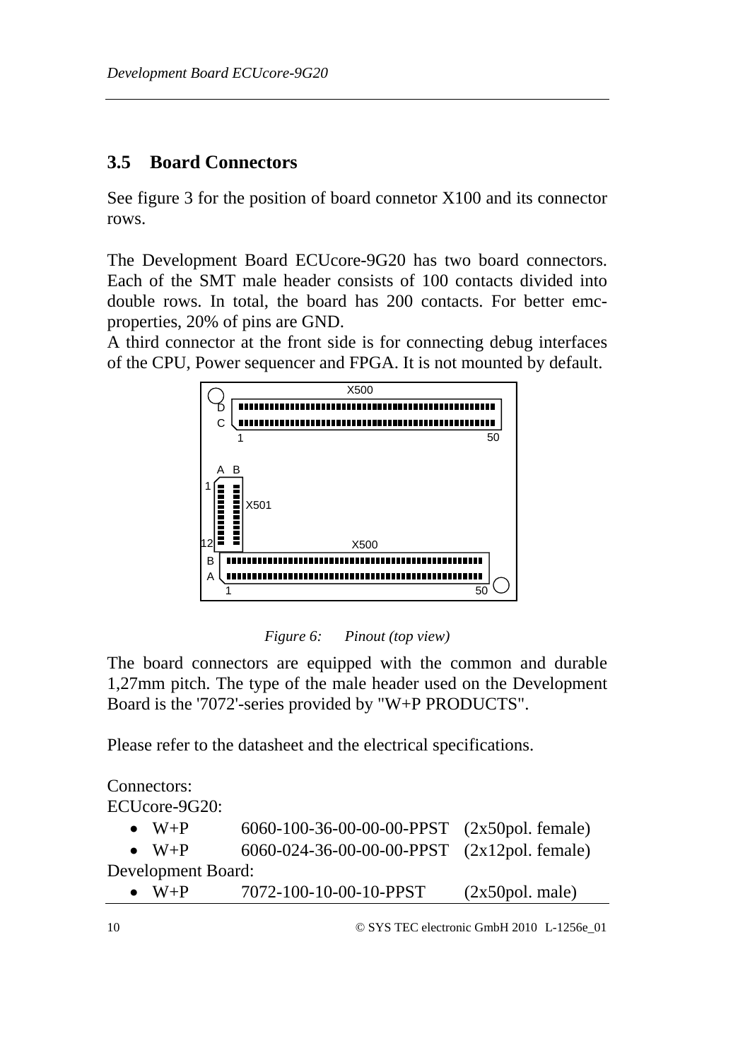## 3.5 Board Connectors

See figure 3 for the position of board connetor X100 and its connector rows.

The Development Board ECUcore-9G20 has two board connectors. Each of the SMT male header consists of 100 contacts divided into double rows. In total, the board has 200 contacts. For better emc-properties, 20% of pins are GND.
A third connector at the front side is for connecting debug interfaces of the CPU, Power sequencer and FPGA. It is not mounted by default.

*Figure 6: Pinout (top view)*

The board connectors are equipped with the common and durable 1,27mm pitch. The type of the male header used on the Development Board is the '7072'-series provided by "W+P PRODUCTS".

Please refer to the datasheet and the electrical specifications.

Connectors:
ECUcore-9G20:

- W+P 6060-100-36-00-00-00-PPST (2x50pol. female)
- W+P 6060-024-36-00-00-00-PPST (2x12pol. female)

Development Board:

- W+P 7072-100-10-00-10-PPST (2x50pol. male)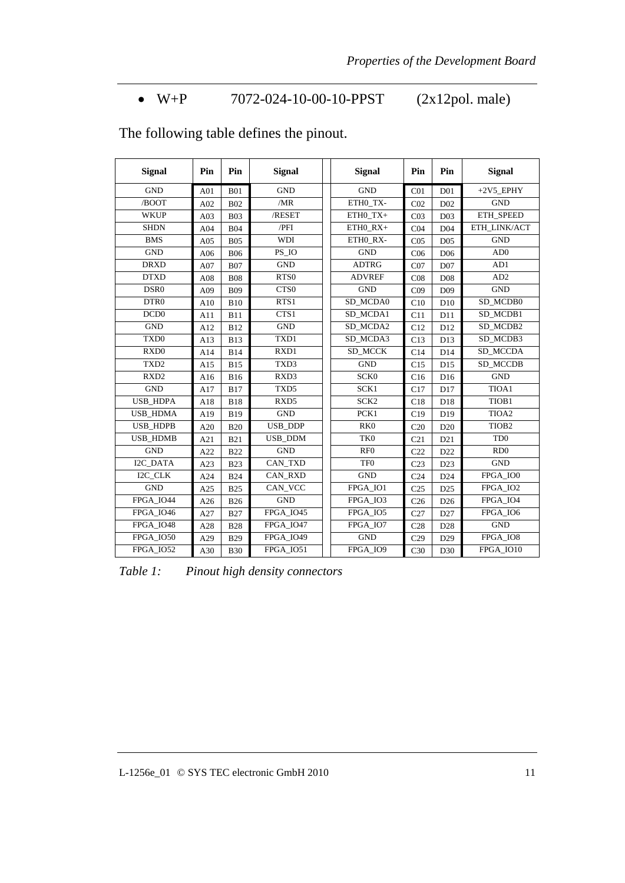- W+P 7072-024-10-00-10-PPST (2x12pol. male)

The following table defines the pinout.

| Signal | Pin | Pin | Signal | | Signal | Pin | Pin | Signal |
|---|---|---|---|---|---|---|---|---|
| GND | A01 | B01 | GND | | GND | C01 | D01 | +2V5_EPHY |
| /BOOT | A02 | B02 | /MR | | ETH0_TX- | C02 | D02 | GND |
| WKUP | A03 | B03 | /RESET | | ETH0_TX+ | C03 | D03 | ETH_SPEED |
| SHDN | A04 | B04 | /PFI | | ETH0_RX+ | C04 | D04 | ETH_LINK/ACT |
| BMS | A05 | B05 | WDI | | ETH0_RX- | C05 | D05 | GND |
| GND | A06 | B06 | PS_IO | | GND | C06 | D06 | AD0 |
| DRXD | A07 | B07 | GND | | ADTRG | C07 | D07 | AD1 |
| DTXD | A08 | B08 | RTS0 | | ADVREF | C08 | D08 | AD2 |
| DSR0 | A09 | B09 | CTS0 | | GND | C09 | D09 | GND |
| DTR0 | A10 | B10 | RTS1 | | SD_MCDA0 | C10 | D10 | SD_MCDB0 |
| DCD0 | A11 | B11 | CTS1 | | SD_MCDA1 | C11 | D11 | SD_MCDB1 |
| GND | A12 | B12 | GND | | SD_MCDA2 | C12 | D12 | SD_MCDB2 |
| TXD0 | A13 | B13 | TXD1 | | SD_MCDA3 | C13 | D13 | SD_MCDB3 |
| RXD0 | A14 | B14 | RXD1 | | SD_MCCK | C14 | D14 | SD_MCCDA |
| TXD2 | A15 | B15 | TXD3 | | GND | C15 | D15 | SD_MCCDB |
| RXD2 | A16 | B16 | RXD3 | | SCK0 | C16 | D16 | GND |
| GND | A17 | B17 | TXD5 | | SCK1 | C17 | D17 | TIOA1 |
| USB_HDPA | A18 | B18 | RXD5 | | SCK2 | C18 | D18 | TIOB1 |
| USB_HDMA | A19 | B19 | GND | | PCK1 | C19 | D19 | TIOA2 |
| USB_HDPB | A20 | B20 | USB_DDP | | RK0 | C20 | D20 | TIOB2 |
| USB_HDMB | A21 | B21 | USB_DDM | | TK0 | C21 | D21 | TD0 |
| GND | A22 | B22 | GND | | RF0 | C22 | D22 | RD0 |
| I2C_DATA | A23 | B23 | CAN_TXD | | TF0 | C23 | D23 | GND |
| I2C_CLK | A24 | B24 | CAN_RXD | | GND | C24 | D24 | FPGA_IO0 |
| GND | A25 | B25 | CAN_VCC | | FPGA_IO1 | C25 | D25 | FPGA_IO2 |
| FPGA_IO44 | A26 | B26 | GND | | FPGA_IO3 | C26 | D26 | FPGA_IO4 |
| FPGA_IO46 | A27 | B27 | FPGA_IO45 | | FPGA_IO5 | C27 | D27 | FPGA_IO6 |
| FPGA_IO48 | A28 | B28 | FPGA_IO47 | | FPGA_IO7 | C28 | D28 | GND |
| FPGA_IO50 | A29 | B29 | FPGA_IO49 | | GND | C29 | D29 | FPGA_IO8 |
| FPGA_IO52 | A30 | B30 | FPGA_IO51 | | FPGA_IO9 | C30 | D30 | FPGA_IO10 |

*Table 1: Pinout high density connectors*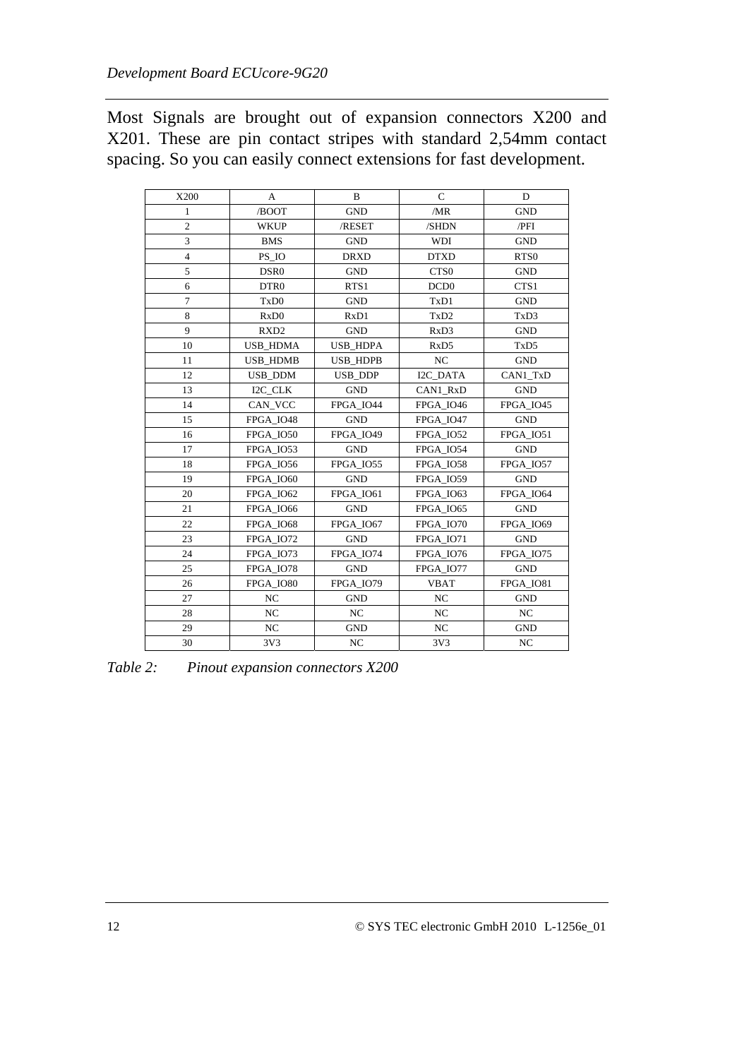Most Signals are brought out of expansion connectors X200 and X201. These are pin contact stripes with standard 2,54mm contact spacing. So you can easily connect extensions for fast development.

| X200 | A | B | C | D |
|---|---|---|---|---|
| 1 | /BOOT | GND | /MR | GND |
| 2 | WKUP | /RESET | /SHDN | /PFI |
| 3 | BMS | GND | WDI | GND |
| 4 | PS_IO | DRXD | DTXD | RTS0 |
| 5 | DSR0 | GND | CTS0 | GND |
| 6 | DTR0 | RTS1 | DCD0 | CTS1 |
| 7 | TxD0 | GND | TxD1 | GND |
| 8 | RxD0 | RxD1 | TxD2 | TxD3 |
| 9 | RXD2 | GND | RxD3 | GND |
| 10 | USB_HDMA | USB_HDPA | RxD5 | TxD5 |
| 11 | USB_HDMB | USB_HDPB | NC | GND |
| 12 | USB_DDM | USB_DDP | I2C_DATA | CAN1_TxD |
| 13 | I2C_CLK | GND | CAN1_RxD | GND |
| 14 | CAN_VCC | FPGA_IO44 | FPGA_IO46 | FPGA_IO45 |
| 15 | FPGA_IO48 | GND | FPGA_IO47 | GND |
| 16 | FPGA_IO50 | FPGA_IO49 | FPGA_IO52 | FPGA_IO51 |
| 17 | FPGA_IO53 | GND | FPGA_IO54 | GND |
| 18 | FPGA_IO56 | FPGA_IO55 | FPGA_IO58 | FPGA_IO57 |
| 19 | FPGA_IO60 | GND | FPGA_IO59 | GND |
| 20 | FPGA_IO62 | FPGA_IO61 | FPGA_IO63 | FPGA_IO64 |
| 21 | FPGA_IO66 | GND | FPGA_IO65 | GND |
| 22 | FPGA_IO68 | FPGA_IO67 | FPGA_IO70 | FPGA_IO69 |
| 23 | FPGA_IO72 | GND | FPGA_IO71 | GND |
| 24 | FPGA_IO73 | FPGA_IO74 | FPGA_IO76 | FPGA_IO75 |
| 25 | FPGA_IO78 | GND | FPGA_IO77 | GND |
| 26 | FPGA_IO80 | FPGA_IO79 | VBAT | FPGA_IO81 |
| 27 | NC | GND | NC | GND |
| 28 | NC | NC | NC | NC |
| 29 | NC | GND | NC | GND |
| 30 | 3V3 | NC | 3V3 | NC |

*Table 2: Pinout expansion connectors X200*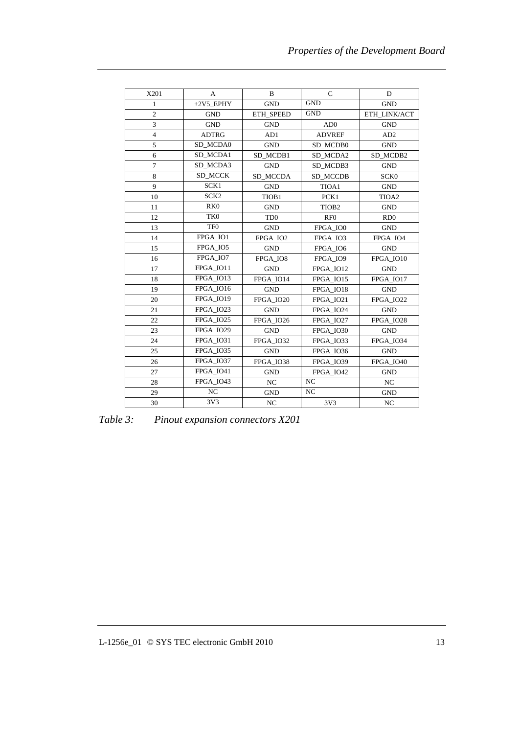| X201 | A | B | C | D |
|---|---|---|---|---|
| 1 | +2V5_EPHY | GND | GND | GND |
| 2 | GND | ETH_SPEED | GND | ETH_LINK/ACT |
| 3 | GND | GND | AD0 | GND |
| 4 | ADTRG | AD1 | ADVREF | AD2 |
| 5 | SD_MCDA0 | GND | SD_MCDB0 | GND |
| 6 | SD_MCDA1 | SD_MCDB1 | SD_MCDA2 | SD_MCDB2 |
| 7 | SD_MCDA3 | GND | SD_MCDB3 | GND |
| 8 | SD_MCCK | SD_MCCDA | SD_MCCDB | SCK0 |
| 9 | SCK1 | GND | TIOA1 | GND |
| 10 | SCK2 | TIOB1 | PCK1 | TIOA2 |
| 11 | RK0 | GND | TIOB2 | GND |
| 12 | TK0 | TD0 | RF0 | RD0 |
| 13 | TF0 | GND | FPGA_IO0 | GND |
| 14 | FPGA_IO1 | FPGA_IO2 | FPGA_IO3 | FPGA_IO4 |
| 15 | FPGA_IO5 | GND | FPGA_IO6 | GND |
| 16 | FPGA_IO7 | FPGA_IO8 | FPGA_IO9 | FPGA_IO10 |
| 17 | FPGA_IO11 | GND | FPGA_IO12 | GND |
| 18 | FPGA_IO13 | FPGA_IO14 | FPGA_IO15 | FPGA_IO17 |
| 19 | FPGA_IO16 | GND | FPGA_IO18 | GND |
| 20 | FPGA_IO19 | FPGA_IO20 | FPGA_IO21 | FPGA_IO22 |
| 21 | FPGA_IO23 | GND | FPGA_IO24 | GND |
| 22 | FPGA_IO25 | FPGA_IO26 | FPGA_IO27 | FPGA_IO28 |
| 23 | FPGA_IO29 | GND | FPGA_IO30 | GND |
| 24 | FPGA_IO31 | FPGA_IO32 | FPGA_IO33 | FPGA_IO34 |
| 25 | FPGA_IO35 | GND | FPGA_IO36 | GND |
| 26 | FPGA_IO37 | FPGA_IO38 | FPGA_IO39 | FPGA_IO40 |
| 27 | FPGA_IO41 | GND | FPGA_IO42 | GND |
| 28 | FPGA_IO43 | NC | NC | NC |
| 29 | NC | GND | NC | GND |
| 30 | 3V3 | NC | 3V3 | NC |

*Table 3: Pinout expansion connectors X201*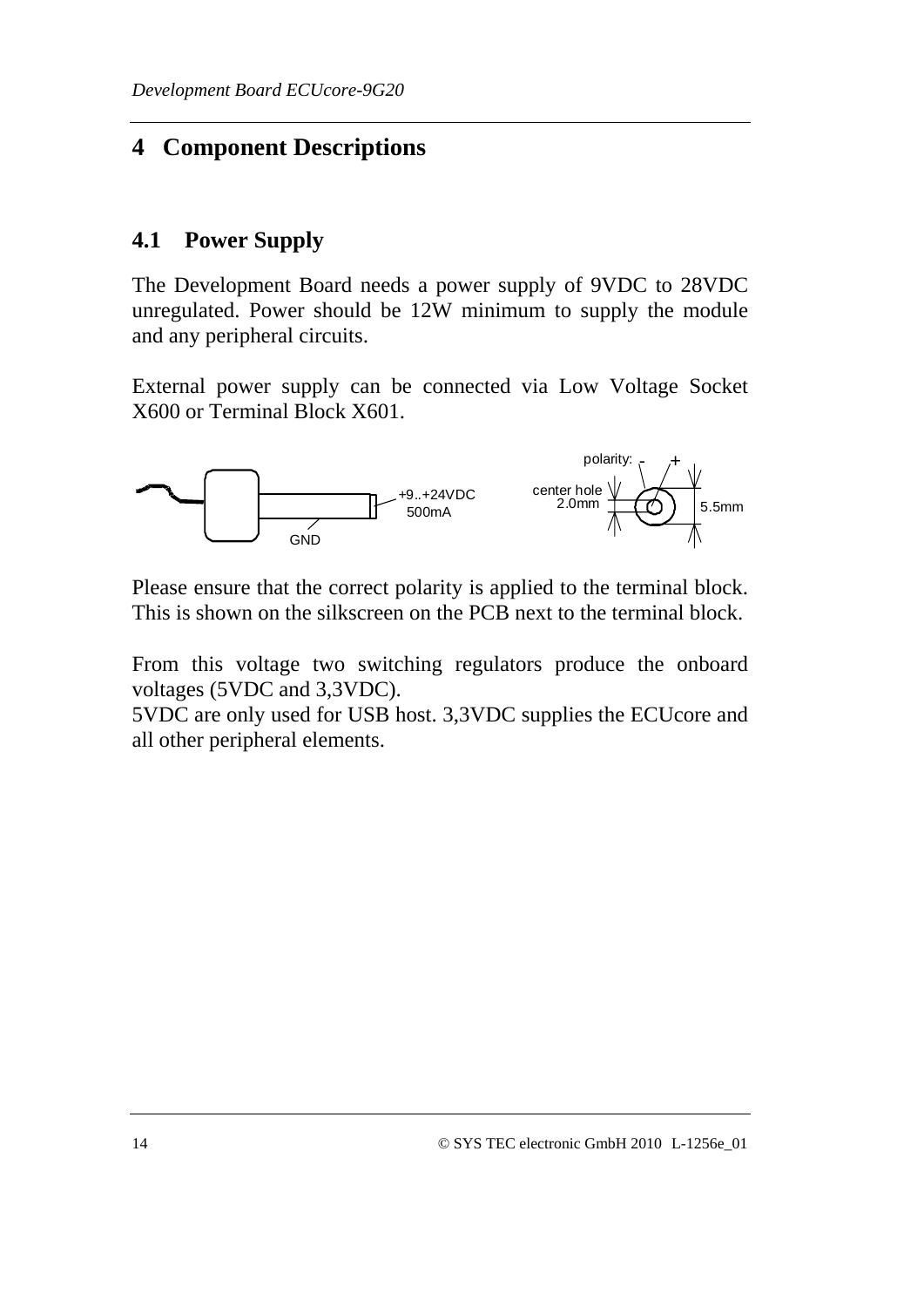# 4 Component Descriptions

## 4.1 Power Supply

The Development Board needs a power supply of 9VDC to 28VDC unregulated. Power should be 12W minimum to supply the module and any peripheral circuits.

External power supply can be connected via Low Voltage Socket X600 or Terminal Block X601.

Please ensure that the correct polarity is applied to the terminal block. This is shown on the silkscreen on the PCB next to the terminal block.

From this voltage two switching regulators produce the onboard voltages (5VDC and 3,3VDC).
5VDC are only used for USB host. 3,3VDC supplies the ECUcore and all other peripheral elements.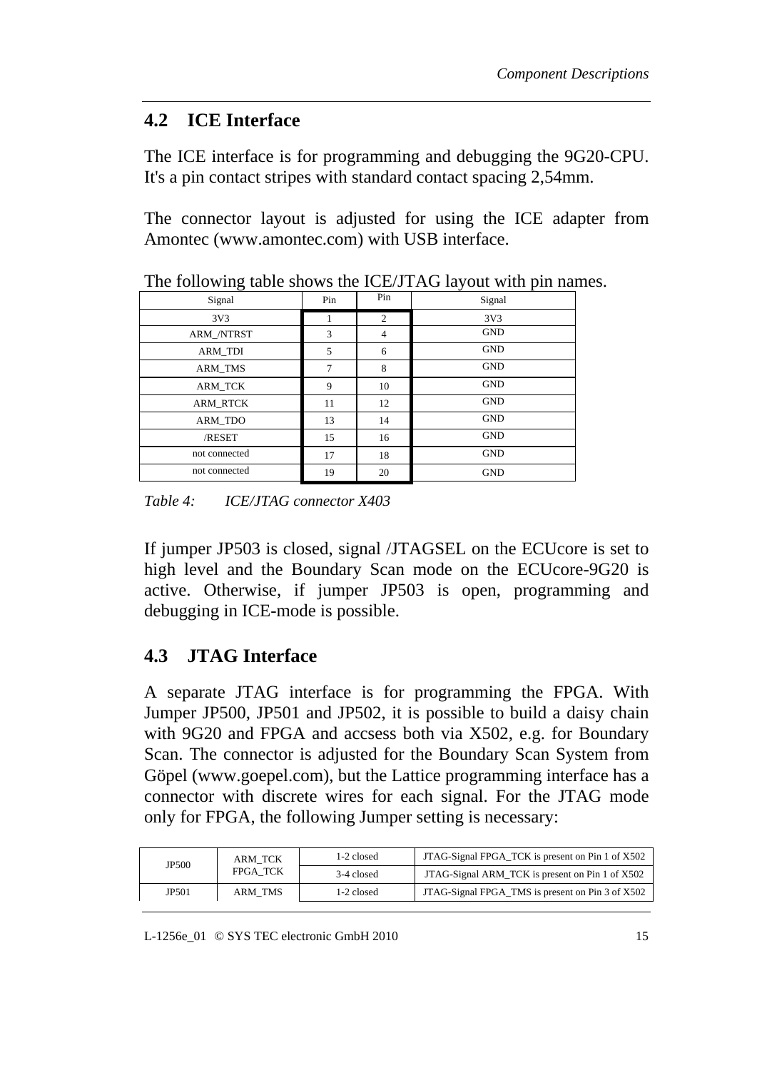## 4.2 ICE Interface

The ICE interface is for programming and debugging the 9G20-CPU. It's a pin contact stripes with standard contact spacing 2,54mm.

The connector layout is adjusted for using the ICE adapter from Amontec (www.amontec.com) with USB interface.

The following table shows the ICE/JTAG layout with pin names.

| Signal | Pin | Pin | Signal |
|---|---|---|---|
| 3V3 | 1 | 2 | 3V3 |
| ARM_/NTRST | 3 | 4 | GND |
| ARM_TDI | 5 | 6 | GND |
| ARM_TMS | 7 | 8 | GND |
| ARM_TCK | 9 | 10 | GND |
| ARM_RTCK | 11 | 12 | GND |
| ARM_TDO | 13 | 14 | GND |
| /RESET | 15 | 16 | GND |
| not connected | 17 | 18 | GND |
| not connected | 19 | 20 | GND |

*Table 4: ICE/JTAG connector X403*

If jumper JP503 is closed, signal /JTAGSEL on the ECUcore is set to high level and the Boundary Scan mode on the ECUcore-9G20 is active. Otherwise, if jumper JP503 is open, programming and debugging in ICE-mode is possible.

## 4.3 JTAG Interface

A separate JTAG interface is for programming the FPGA. With Jumper JP500, JP501 and JP502, it is possible to build a daisy chain with 9G20 and FPGA and accsess both via X502, e.g. for Boundary Scan. The connector is adjusted for the Boundary Scan System from Göpel (www.goepel.com), but the Lattice programming interface has a connector with discrete wires for each signal. For the JTAG mode only for FPGA, the following Jumper setting is necessary:

| | | | |
|---|---|---|---|
| JP500 | ARM_TCK FPGA_TCK | 1-2 closed | JTAG-Signal FPGA_TCK is present on Pin 1 of X502 |
| | | 3-4 closed | JTAG-Signal ARM_TCK is present on Pin 1 of X502 |
| JP501 | ARM_TMS | 1-2 closed | JTAG-Signal FPGA_TMS is present on Pin 3 of X502 |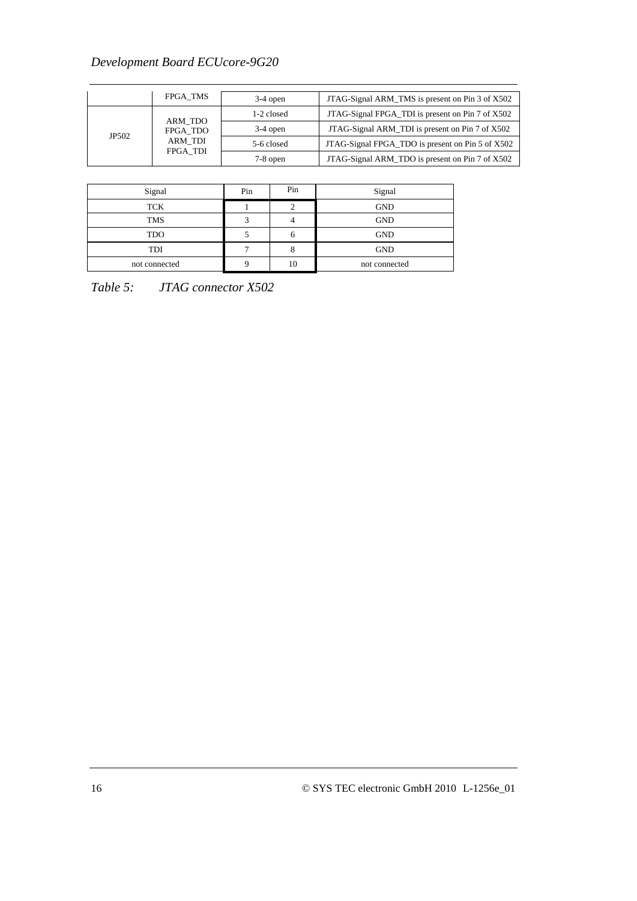| | FPGA_TMS | 3-4 open | JTAG-Signal ARM_TMS is present on Pin 3 of X502 |
|---|---|---|---|
| JP502 | ARM_TDO FPGA_TDO ARM_TDI FPGA_TDI | 1-2 closed | JTAG-Signal FPGA_TDI is present on Pin 7 of X502 |
| | | 3-4 open | JTAG-Signal ARM_TDI is present on Pin 7 of X502 |
| | | 5-6 closed | JTAG-Signal FPGA_TDO is present on Pin 5 of X502 |
| | | 7-8 open | JTAG-Signal ARM_TDO is present on Pin 7 of X502 |

| Signal | Pin | Pin | Signal |
|---|---|---|---|
| TCK | 1 | 2 | GND |
| TMS | 3 | 4 | GND |
| TDO | 5 | 6 | GND |
| TDI | 7 | 8 | GND |
| not connected | 9 | 10 | not connected |

*Table 5: JTAG connector X502*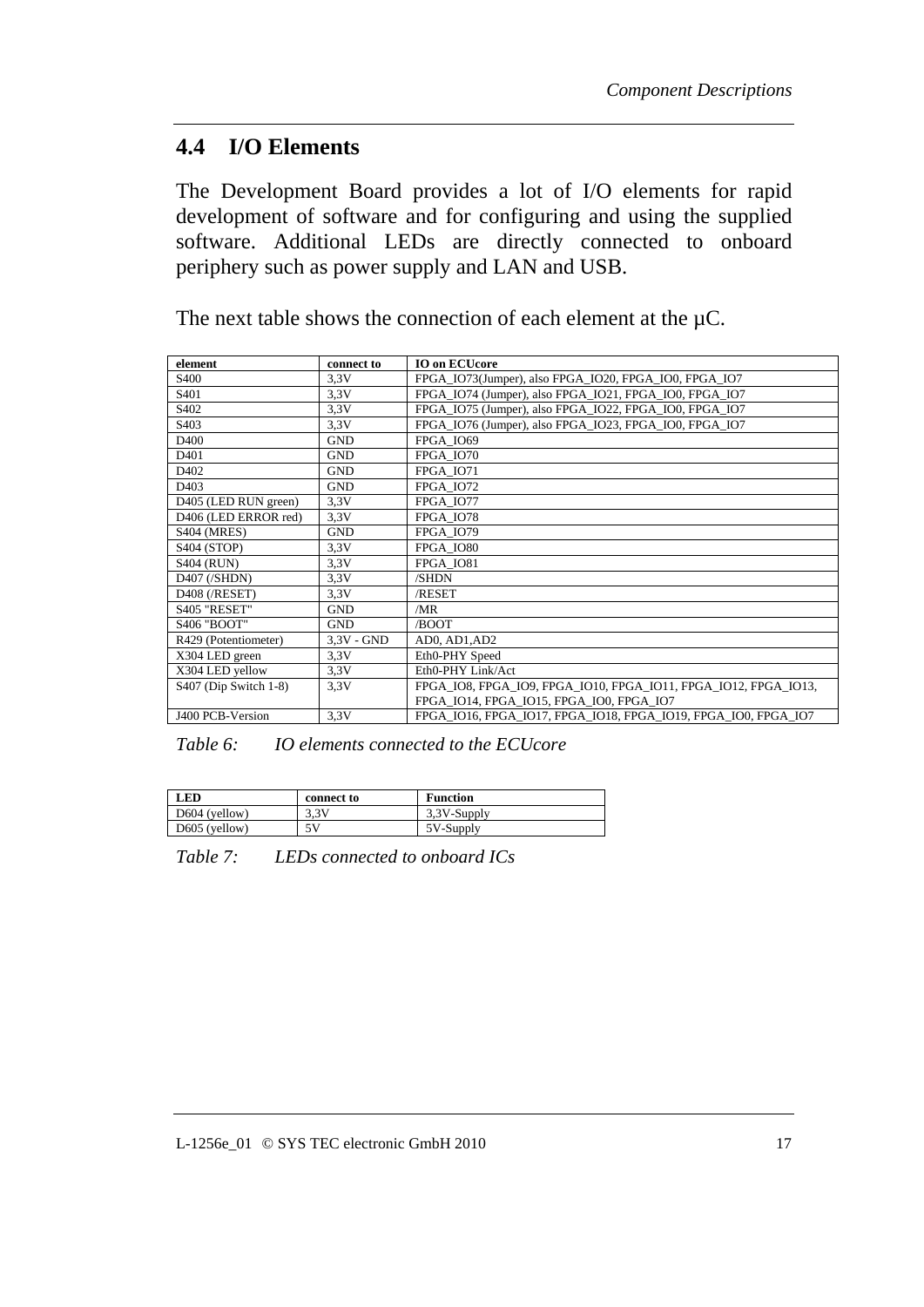## 4.4 I/O Elements

The Development Board provides a lot of I/O elements for rapid development of software and for configuring and using the supplied software. Additional LEDs are directly connected to onboard periphery such as power supply and LAN and USB.

The next table shows the connection of each element at the µC.

| element | connect to | IO on ECUcore |
|---|---|---|
| S400 | 3,3V | FPGA_IO73(Jumper), also FPGA_IO20, FPGA_IO0, FPGA_IO7 |
| S401 | 3,3V | FPGA_IO74 (Jumper), also FPGA_IO21, FPGA_IO0, FPGA_IO7 |
| S402 | 3,3V | FPGA_IO75 (Jumper), also FPGA_IO22, FPGA_IO0, FPGA_IO7 |
| S403 | 3,3V | FPGA_IO76 (Jumper), also FPGA_IO23, FPGA_IO0, FPGA_IO7 |
| D400 | GND | FPGA_IO69 |
| D401 | GND | FPGA_IO70 |
| D402 | GND | FPGA_IO71 |
| D403 | GND | FPGA_IO72 |
| D405 (LED RUN green) | 3,3V | FPGA_IO77 |
| D406 (LED ERROR red) | 3,3V | FPGA_IO78 |
| S404 (MRES) | GND | FPGA_IO79 |
| S404 (STOP) | 3,3V | FPGA_IO80 |
| S404 (RUN) | 3,3V | FPGA_IO81 |
| D407 (/SHDN) | 3,3V | /SHDN |
| D408 (/RESET) | 3,3V | /RESET |
| S405 "RESET" | GND | /MR |
| S406 "BOOT" | GND | /BOOT |
| R429 (Potentiometer) | 3,3V - GND | AD0, AD1,AD2 |
| X304 LED green | 3,3V | Eth0-PHY Speed |
| X304 LED yellow | 3,3V | Eth0-PHY Link/Act |
| S407 (Dip Switch 1-8) | 3,3V | FPGA_IO8, FPGA_IO9, FPGA_IO10, FPGA_IO11, FPGA_IO12, FPGA_IO13, FPGA_IO14, FPGA_IO15, FPGA_IO0, FPGA_IO7 |
| J400 PCB-Version | 3,3V | FPGA_IO16, FPGA_IO17, FPGA_IO18, FPGA_IO19, FPGA_IO0, FPGA_IO7 |

*Table 6: IO elements connected to the ECUcore*

| LED | connect to | Function |
|---|---|---|
| D604 (yellow) | 3,3V | 3,3V-Supply |
| D605 (yellow) | 5V | 5V-Supply |

*Table 7: LEDs connected to onboard ICs*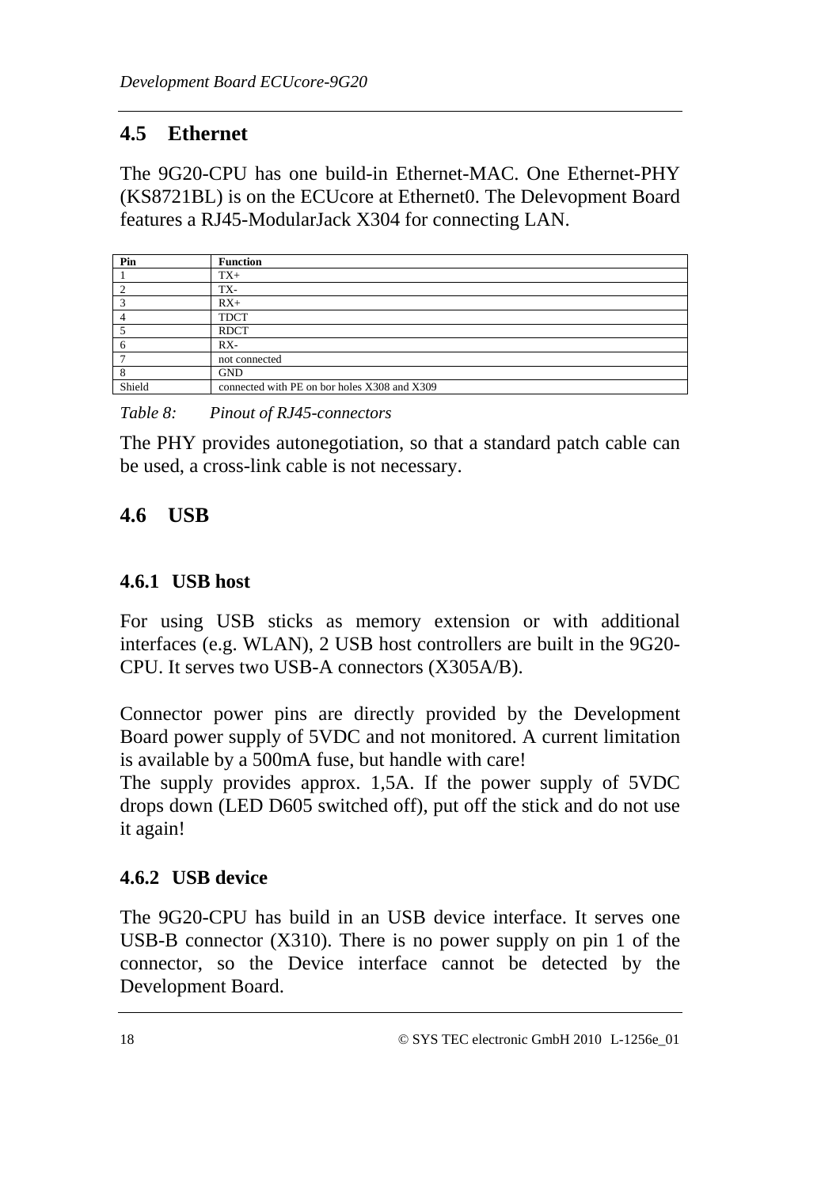## 4.5 Ethernet

The 9G20-CPU has one build-in Ethernet-MAC. One Ethernet-PHY (KS8721BL) is on the ECUcore at Ethernet0. The Delevopment Board features a RJ45-ModularJack X304 for connecting LAN.

| Pin | Function |
| --- | --- |
| 1 | TX+ |
| 2 | TX- |
| 3 | RX+ |
| 4 | TDCT |
| 5 | RDCT |
| 6 | RX- |
| 7 | not connected |
| 8 | GND |
| Shield | connected with PE on bor holes X308 and X309 |

*Table 8: Pinout of RJ45-connectors*

The PHY provides autonegotiation, so that a standard patch cable can be used, a cross-link cable is not necessary.

## 4.6 USB

### 4.6.1 USB host

For using USB sticks as memory extension or with additional interfaces (e.g. WLAN), 2 USB host controllers are built in the 9G20-CPU. It serves two USB-A connectors (X305A/B).

Connector power pins are directly provided by the Development Board power supply of 5VDC and not monitored. A current limitation is available by a 500mA fuse, but handle with care!
The supply provides approx. 1,5A. If the power supply of 5VDC drops down (LED D605 switched off), put off the stick and do not use it again!

### 4.6.2 USB device

The 9G20-CPU has build in an USB device interface. It serves one USB-B connector (X310). There is no power supply on pin 1 of the connector, so the Device interface cannot be detected by the Development Board.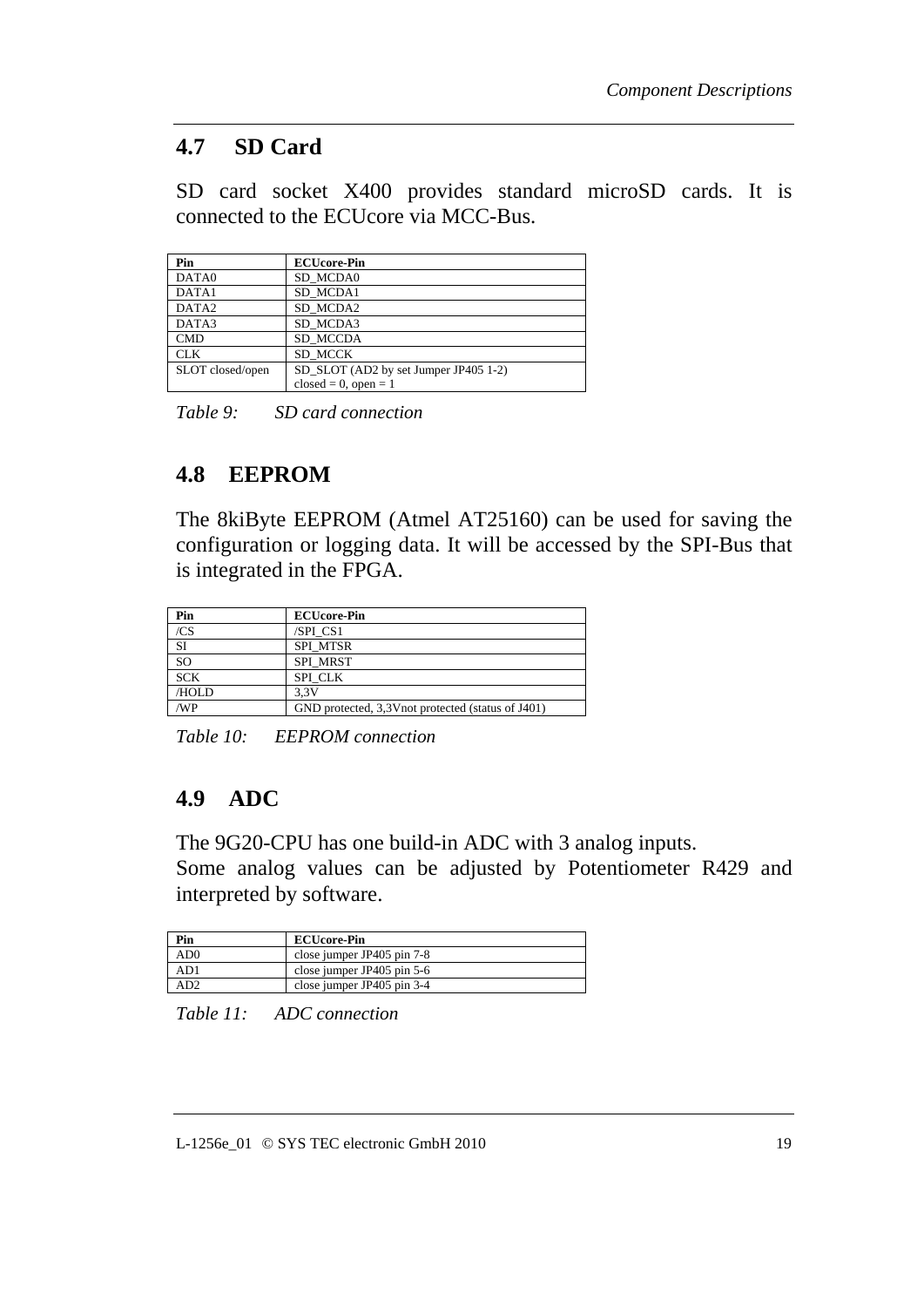## 4.7 SD Card

SD card socket X400 provides standard microSD cards. It is connected to the ECUcore via MCC-Bus.

| Pin | ECUcore-Pin |
|---|---|
| DATA0 | SD_MCDA0 |
| DATA1 | SD_MCDA1 |
| DATA2 | SD_MCDA2 |
| DATA3 | SD_MCDA3 |
| CMD | SD_MCCDA |
| CLK | SD_MCCK |
| SLOT closed/open | SD_SLOT (AD2 by set Jumper JP405 1-2)<br>closed = 0, open = 1 |

*Table 9: SD card connection*

## 4.8 EEPROM

The 8kiByte EEPROM (Atmel AT25160) can be used for saving the configuration or logging data. It will be accessed by the SPI-Bus that is integrated in the FPGA.

| Pin | ECUcore-Pin |
|---|---|
| /CS | /SPI_CS1 |
| SI | SPI_MTSR |
| SO | SPI_MRST |
| SCK | SPI_CLK |
| /HOLD | 3,3V |
| /WP | GND protected, 3,3Vnot protected (status of J401) |

*Table 10: EEPROM connection*

## 4.9 ADC

The 9G20-CPU has one build-in ADC with 3 analog inputs.
Some analog values can be adjusted by Potentiometer R429 and interpreted by software.

| Pin | ECUcore-Pin |
|---|---|
| AD0 | close jumper JP405 pin 7-8 |
| AD1 | close jumper JP405 pin 5-6 |
| AD2 | close jumper JP405 pin 3-4 |

*Table 11: ADC connection*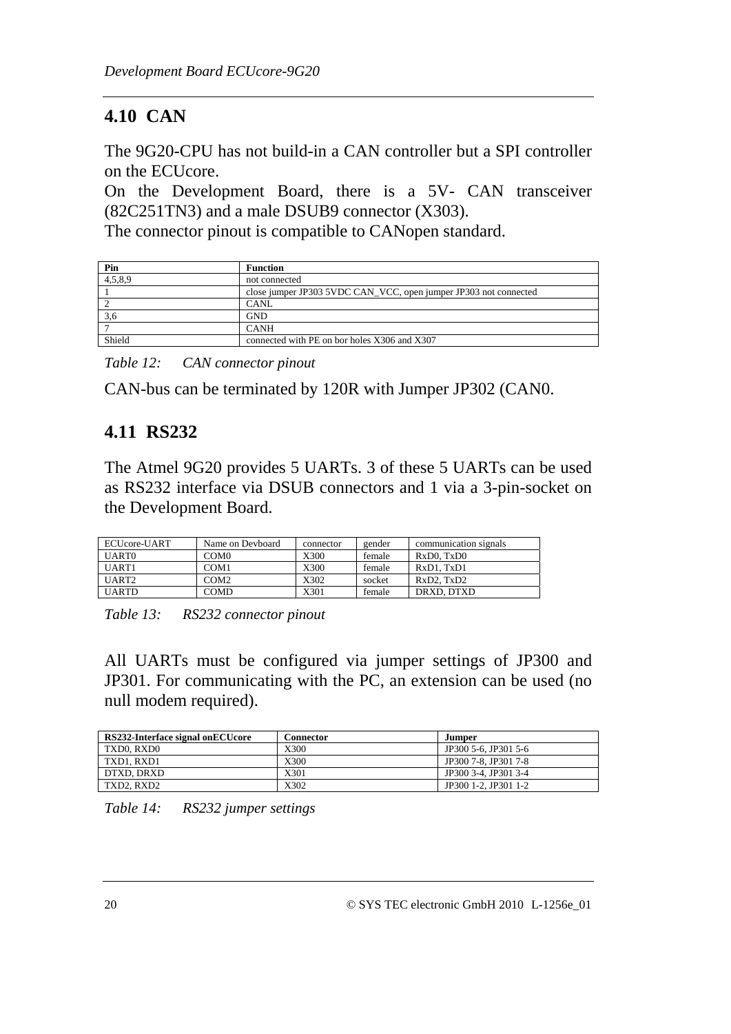## 4.10 CAN

The 9G20-CPU has not build-in a CAN controller but a SPI controller on the ECUcore.
On the Development Board, there is a 5V- CAN transceiver (82C251TN3) and a male DSUB9 connector (X303).
The connector pinout is compatible to CANopen standard.

| Pin | Function |
|---|---|
| 4,5,8,9 | not connected |
| 1 | close jumper JP303 5VDC CAN_VCC, open jumper JP303 not connected |
| 2 | CANL |
| 3,6 | GND |
| 7 | CANH |
| Shield | connected with PE on bor holes X306 and X307 |

*Table 12: CAN connector pinout*

CAN-bus can be terminated by 120R with Jumper JP302 (CAN0.

## 4.11 RS232

The Atmel 9G20 provides 5 UARTs. 3 of these 5 UARTs can be used as RS232 interface via DSUB connectors and 1 via a 3-pin-socket on the Development Board.

| ECUcore-UART | Name on Devboard | connector | gender | communication signals |
|---|---|---|---|---|
| UART0 | COM0 | X300 | female | RxD0, TxD0 |
| UART1 | COM1 | X300 | female | RxD1, TxD1 |
| UART2 | COM2 | X302 | socket | RxD2, TxD2 |
| UARTD | COMD | X301 | female | DRXD, DTXD |

*Table 13: RS232 connector pinout*

All UARTs must be configured via jumper settings of JP300 and JP301. For communicating with the PC, an extension can be used (no null modem required).

| RS232-Interface signal onECUcore | Connector | Jumper |
|---|---|---|
| TXD0, RXD0 | X300 | JP300 5-6, JP301 5-6 |
| TXD1, RXD1 | X300 | JP300 7-8, JP301 7-8 |
| DTXD, DRXD | X301 | JP300 3-4, JP301 3-4 |
| TXD2, RXD2 | X302 | JP300 1-2, JP301 1-2 |

*Table 14: RS232 jumper settings*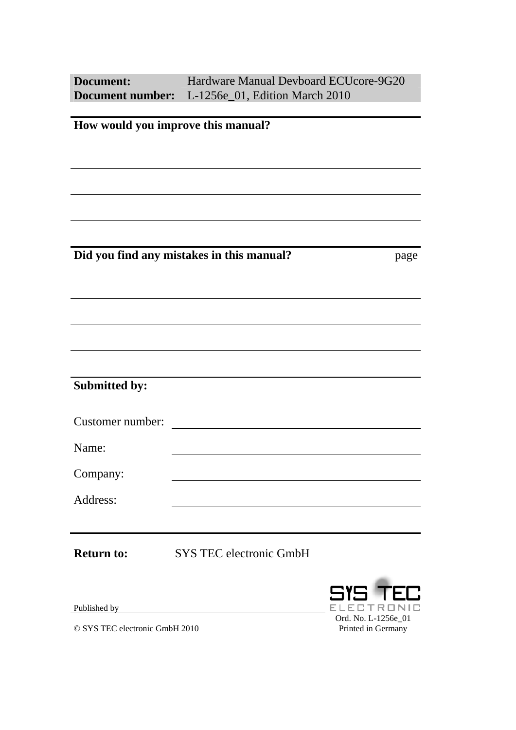| **Document:** | Hardware Manual Devboard ECUcore-9G20 |
|---|---|
| **Document number:** | L-1256e_01, Edition March 2010 |

**How would you improve this manual?**

**Did you find any mistakes in this manual?** page

**Submitted by:**

Customer number:

Name:

Company:

Address:

**Return to:** SYS TEC electronic GmbH

Published by

© SYS TEC electronic GmbH 2010

Ord. No. L-1256e_01
Printed in Germany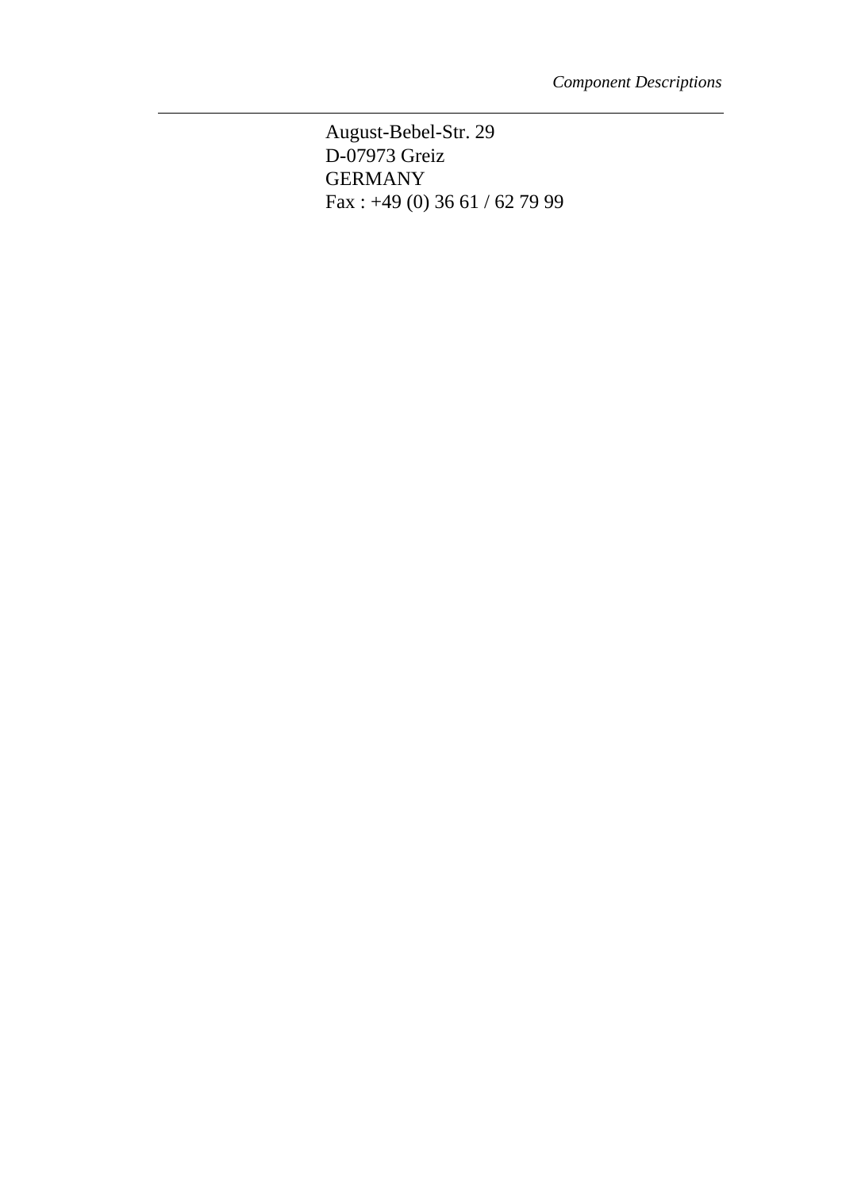August-Bebel-Str. 29
D-07973 Greiz
GERMANY
Fax : +49 (0) 36 61 / 62 79 99